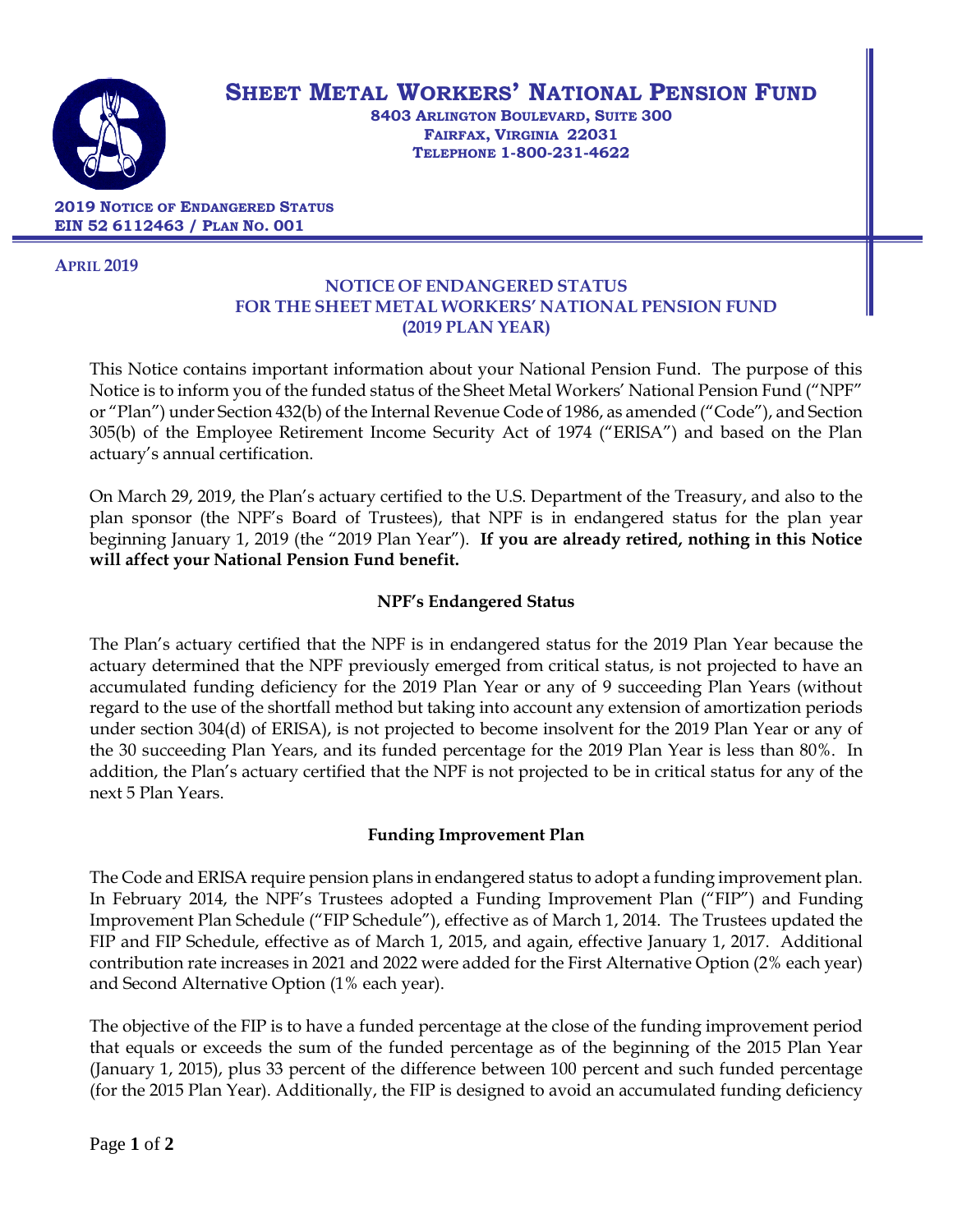# Sheet Metal Workers' National Pension Fund

**8403 Arlington Boulevard, Suite 300**
**Fairfax, Virginia 22031**
**Telephone 1-800-231-4622**

**2019 Notice of Endangered Status**
**EIN 52 6112463 / Plan No. 001**

**April 2019**

## NOTICE OF ENDANGERED STATUS FOR THE SHEET METAL WORKERS' NATIONAL PENSION FUND (2019 PLAN YEAR)

This Notice contains important information about your National Pension Fund. The purpose of this Notice is to inform you of the funded status of the Sheet Metal Workers' National Pension Fund ("NPF" or "Plan") under Section 432(b) of the Internal Revenue Code of 1986, as amended ("Code"), and Section 305(b) of the Employee Retirement Income Security Act of 1974 ("ERISA") and based on the Plan actuary's annual certification.

On March 29, 2019, the Plan's actuary certified to the U.S. Department of the Treasury, and also to the plan sponsor (the NPF's Board of Trustees), that NPF is in endangered status for the plan year beginning January 1, 2019 (the "2019 Plan Year"). **If you are already retired, nothing in this Notice will affect your National Pension Fund benefit.**

### NPF's Endangered Status

The Plan's actuary certified that the NPF is in endangered status for the 2019 Plan Year because the actuary determined that the NPF previously emerged from critical status, is not projected to have an accumulated funding deficiency for the 2019 Plan Year or any of 9 succeeding Plan Years (without regard to the use of the shortfall method but taking into account any extension of amortization periods under section 304(d) of ERISA), is not projected to become insolvent for the 2019 Plan Year or any of the 30 succeeding Plan Years, and its funded percentage for the 2019 Plan Year is less than 80%. In addition, the Plan's actuary certified that the NPF is not projected to be in critical status for any of the next 5 Plan Years.

### Funding Improvement Plan

The Code and ERISA require pension plans in endangered status to adopt a funding improvement plan. In February 2014, the NPF's Trustees adopted a Funding Improvement Plan ("FIP") and Funding Improvement Plan Schedule ("FIP Schedule"), effective as of March 1, 2014. The Trustees updated the FIP and FIP Schedule, effective as of March 1, 2015, and again, effective January 1, 2017. Additional contribution rate increases in 2021 and 2022 were added for the First Alternative Option (2% each year) and Second Alternative Option (1% each year).

The objective of the FIP is to have a funded percentage at the close of the funding improvement period that equals or exceeds the sum of the funded percentage as of the beginning of the 2015 Plan Year (January 1, 2015), plus 33 percent of the difference between 100 percent and such funded percentage (for the 2015 Plan Year). Additionally, the FIP is designed to avoid an accumulated funding deficiency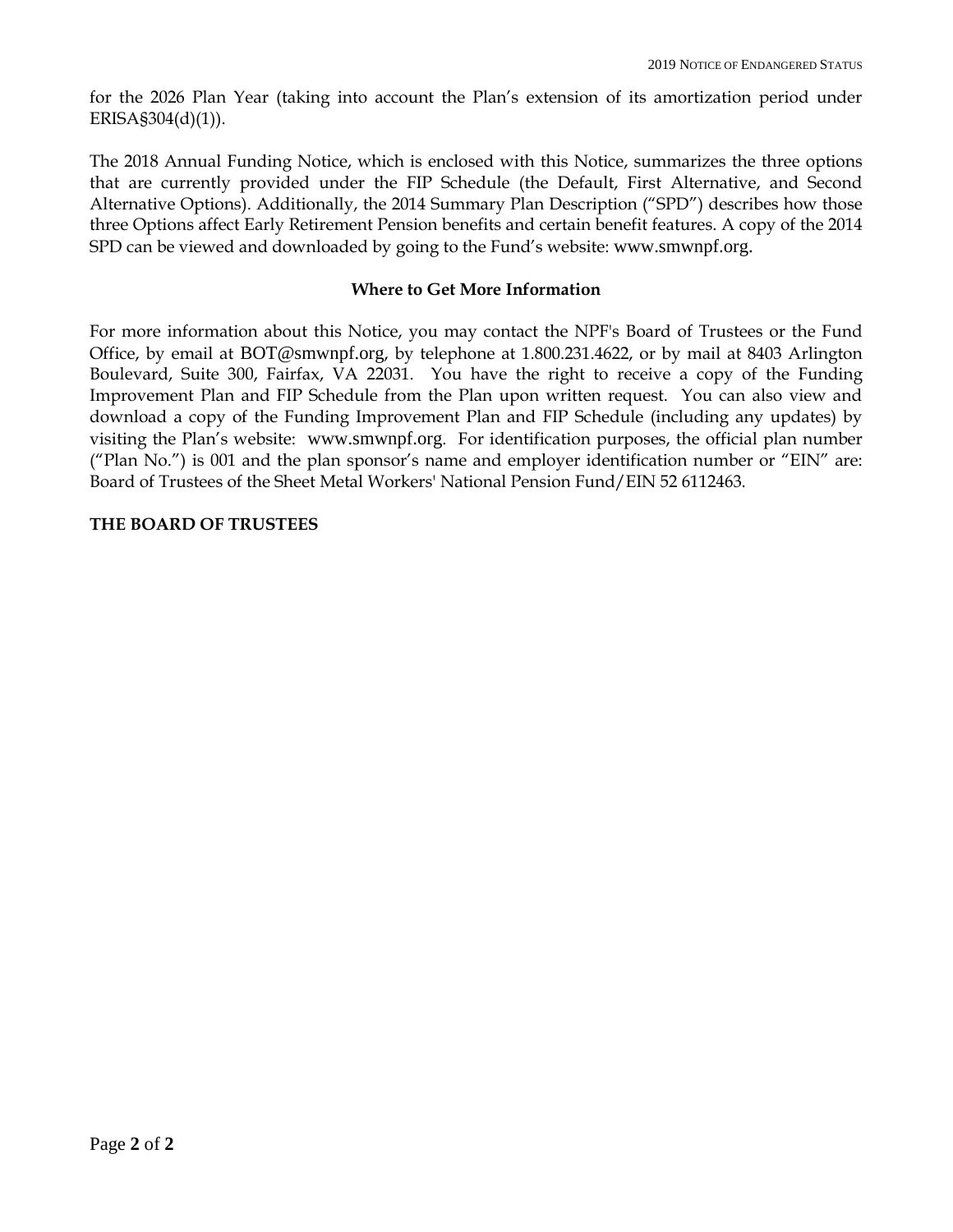for the 2026 Plan Year (taking into account the Plan's extension of its amortization period under ERISA§304(d)(1)).

The 2018 Annual Funding Notice, which is enclosed with this Notice, summarizes the three options that are currently provided under the FIP Schedule (the Default, First Alternative, and Second Alternative Options). Additionally, the 2014 Summary Plan Description ("SPD") describes how those three Options affect Early Retirement Pension benefits and certain benefit features. A copy of the 2014 SPD can be viewed and downloaded by going to the Fund's website: www.smwnpf.org.

**Where to Get More Information**

For more information about this Notice, you may contact the NPF's Board of Trustees or the Fund Office, by email at BOT@smwnpf.org, by telephone at 1.800.231.4622, or by mail at 8403 Arlington Boulevard, Suite 300, Fairfax, VA 22031. You have the right to receive a copy of the Funding Improvement Plan and FIP Schedule from the Plan upon written request. You can also view and download a copy of the Funding Improvement Plan and FIP Schedule (including any updates) by visiting the Plan's website: www.smwnpf.org. For identification purposes, the official plan number ("Plan No.") is 001 and the plan sponsor's name and employer identification number or "EIN" are: Board of Trustees of the Sheet Metal Workers' National Pension Fund/EIN 52 6112463.

**THE BOARD OF TRUSTEES**